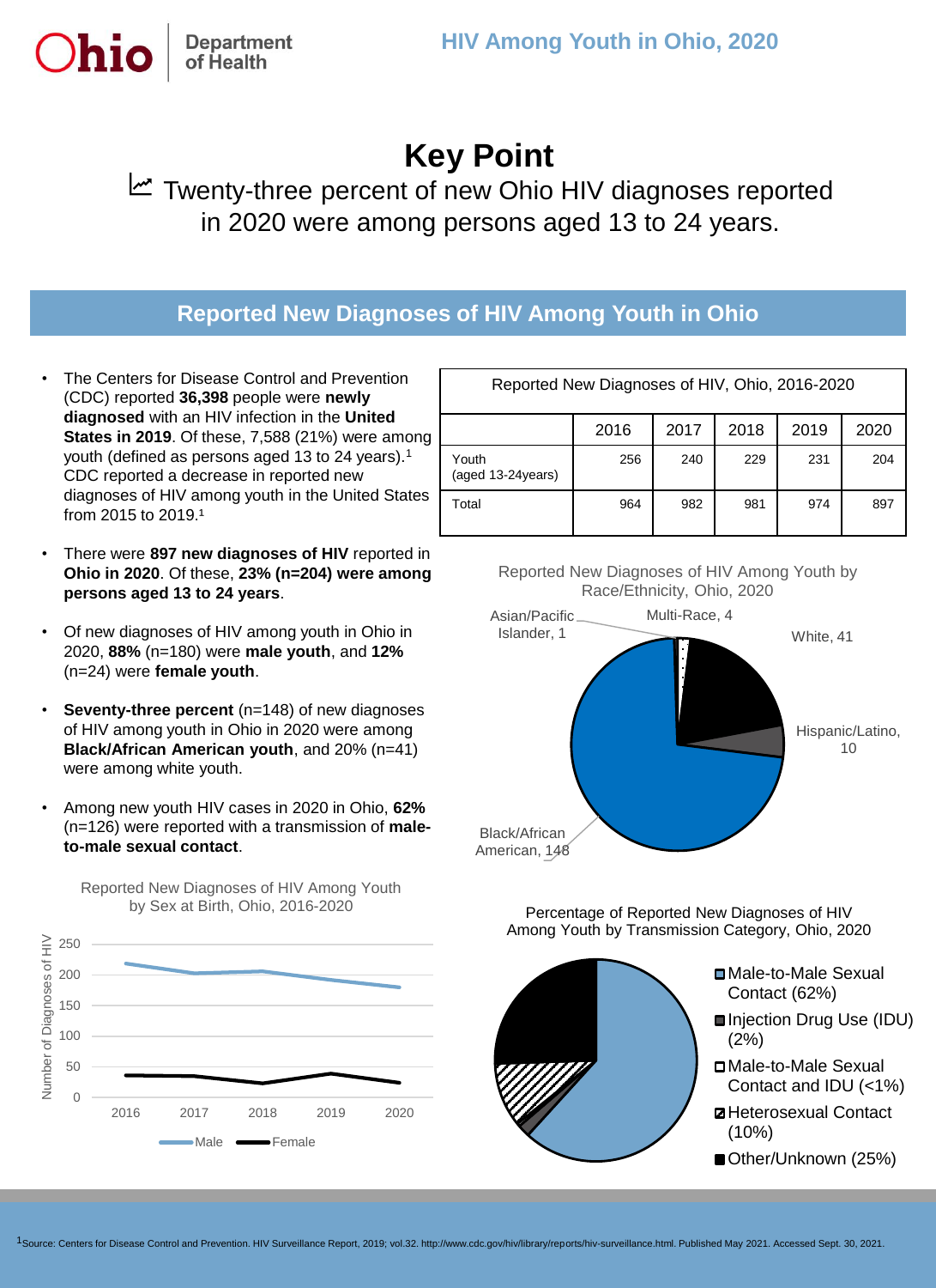Ohio Department of Health

# HIV Among Youth in Ohio, 2020

## Key Point

Twenty-three percent of new Ohio HIV diagnoses reported in 2020 were among persons aged 13 to 24 years.

## Reported New Diagnoses of HIV Among Youth in Ohio

- The Centers for Disease Control and Prevention (CDC) reported **36,398** people were **newly diagnosed** with an HIV infection in the **United States in 2019**. Of these, 7,588 (21%) were among youth (defined as persons aged 13 to 24 years).[1] CDC reported a decrease in reported new diagnoses of HIV among youth in the United States from 2015 to 2019.[1]
- There were **897 new diagnoses of HIV** reported in **Ohio in 2020**. Of these, **23% (n=204) were among persons aged 13 to 24 years**.
- Of new diagnoses of HIV among youth in Ohio in 2020, **88%** (n=180) were **male youth**, and **12%** (n=24) were **female youth**.
- **Seventy-three percent** (n=148) of new diagnoses of HIV among youth in Ohio in 2020 were among **Black/African American youth**, and 20% (n=41) were among white youth.
- Among new youth HIV cases in 2020 in Ohio, **62%** (n=126) were reported with a transmission of **male-to-male sexual contact**.

Reported New Diagnoses of HIV, Ohio, 2016-2020

| | 2016 | 2017 | 2018 | 2019 | 2020 |
|---|---|---|---|---|---|
| Youth (aged 13-24years) | 256 | 240 | 229 | 231 | 204 |
| Total | 964 | 982 | 981 | 974 | 897 |

Reported New Diagnoses of HIV Among Youth by Race/Ethnicity, Ohio, 2020

Black/African American, 148; White, 41; Hispanic/Latino, 10; Multi-Race, 4; Asian/Pacific Islander, 1

Reported New Diagnoses of HIV Among Youth by Sex at Birth, Ohio, 2016-2020

Number of Diagnoses of HIV — Male, Female (2016–2020)

Percentage of Reported New Diagnoses of HIV Among Youth by Transmission Category, Ohio, 2020

- Male-to-Male Sexual Contact (62%)
- Injection Drug Use (IDU) (2%)
- Male-to-Male Sexual Contact and IDU (<1%)
- Heterosexual Contact (10%)
- Other/Unknown (25%)

[1] Source: Centers for Disease Control and Prevention. HIV Surveillance Report, 2019; vol.32. http://www.cdc.gov/hiv/library/reports/hiv-surveillance.html. Published May 2021. Accessed Sept. 30, 2021.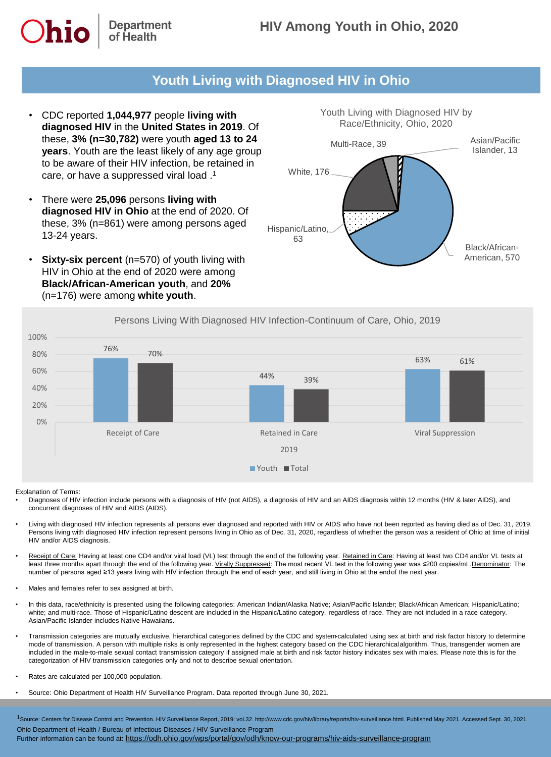# HIV Among Youth in Ohio, 2020

## Youth Living with Diagnosed HIV in Ohio

- CDC reported **1,044,977** people **living with diagnosed HIV** in the **United States in 2019**. Of these, **3% (n=30,782)** were youth **aged 13 to 24 years**. Youth are the least likely of any age group to be aware of their HIV infection, be retained in care, or have a suppressed viral load .[1]
- There were **25,096** persons **living with diagnosed HIV in Ohio** at the end of 2020. Of these, 3% (n=861) were among persons aged 13-24 years.
- **Sixty-six percent** (n=570) of youth living with HIV in Ohio at the end of 2020 were among **Black/African-American youth**, and **20%** (n=176) were among **white youth**.

Youth Living with Diagnosed HIV by Race/Ethnicity, Ohio, 2020

Multi-Race, 39
Asian/Pacific Islander, 13
White, 176
Hispanic/Latino, 63
Black/African-American, 570

Persons Living With Diagnosed HIV Infection-Continuum of Care, Ohio, 2019

Receipt of Care: 76%, 70%
Retained in Care: 44%, 39%
Viral Suppression: 63%, 61%
2019
Youth
Total

Explanation of Terms:

- Diagnoses of HIV infection include persons with a diagnosis of HIV (not AIDS), a diagnosis of HIV and an AIDS diagnosis within 12 months (HIV & later AIDS), and concurrent diagnoses of HIV and AIDS (AIDS).
- Living with diagnosed HIV infection represents all persons ever diagnosed and reported with HIV or AIDS who have not been reported as having died as of Dec. 31, 2019. Persons living with diagnosed HIV infection represent persons living in Ohio as of Dec. 31, 2020, regardless of whether the person was a resident of Ohio at time of initial HIV and/or AIDS diagnosis.
- Receipt of Care: Having at least one CD4 and/or viral load (VL) test through the end of the following year. Retained in Care: Having at least two CD4 and/or VL tests at least three months apart through the end of the following year. Virally Suppressed: The most recent VL test in the following year was ≤200 copies/mL. Denominator: The number of persons aged ≥13 years living with HIV infection through the end of each year, and still living in Ohio at the end of the next year.
- Males and females refer to sex assigned at birth.
- In this data, race/ethnicity is presented using the following categories: American Indian/Alaska Native; Asian/Pacific Islander; Black/African American; Hispanic/Latino; white; and multi-race. Those of Hispanic/Latino descent are included in the Hispanic/Latino category, regardless of race. They are not included in a race category. Asian/Pacific Islander includes Native Hawaiians.
- Transmission categories are mutually exclusive, hierarchical categories defined by the CDC and system-calculated using sex at birth and risk factor history to determine mode of transmission. A person with multiple risks is only represented in the highest category based on the CDC hierarchical algorithm. Thus, transgender women are included in the male-to-male sexual contact transmission category if assigned male at birth and risk factor history indicates sex with males. Please note this is for the categorization of HIV transmission categories only and not to describe sexual orientation.
- Rates are calculated per 100,000 population.
- Source: Ohio Department of Health HIV Surveillance Program. Data reported through June 30, 2021.

[1]Source: Centers for Disease Control and Prevention. HIV Surveillance Report, 2019; vol.32. http://www.cdc.gov/hiv/library/reports/hiv-surveillance.html. Published May 2021. Accessed Sept. 30, 2021.

Ohio Department of Health / Bureau of Infectious Diseases / HIV Surveillance Program

Further information can be found at: https://odh.ohio.gov/wps/portal/gov/odh/know-our-programs/hiv-aids-surveillance-program